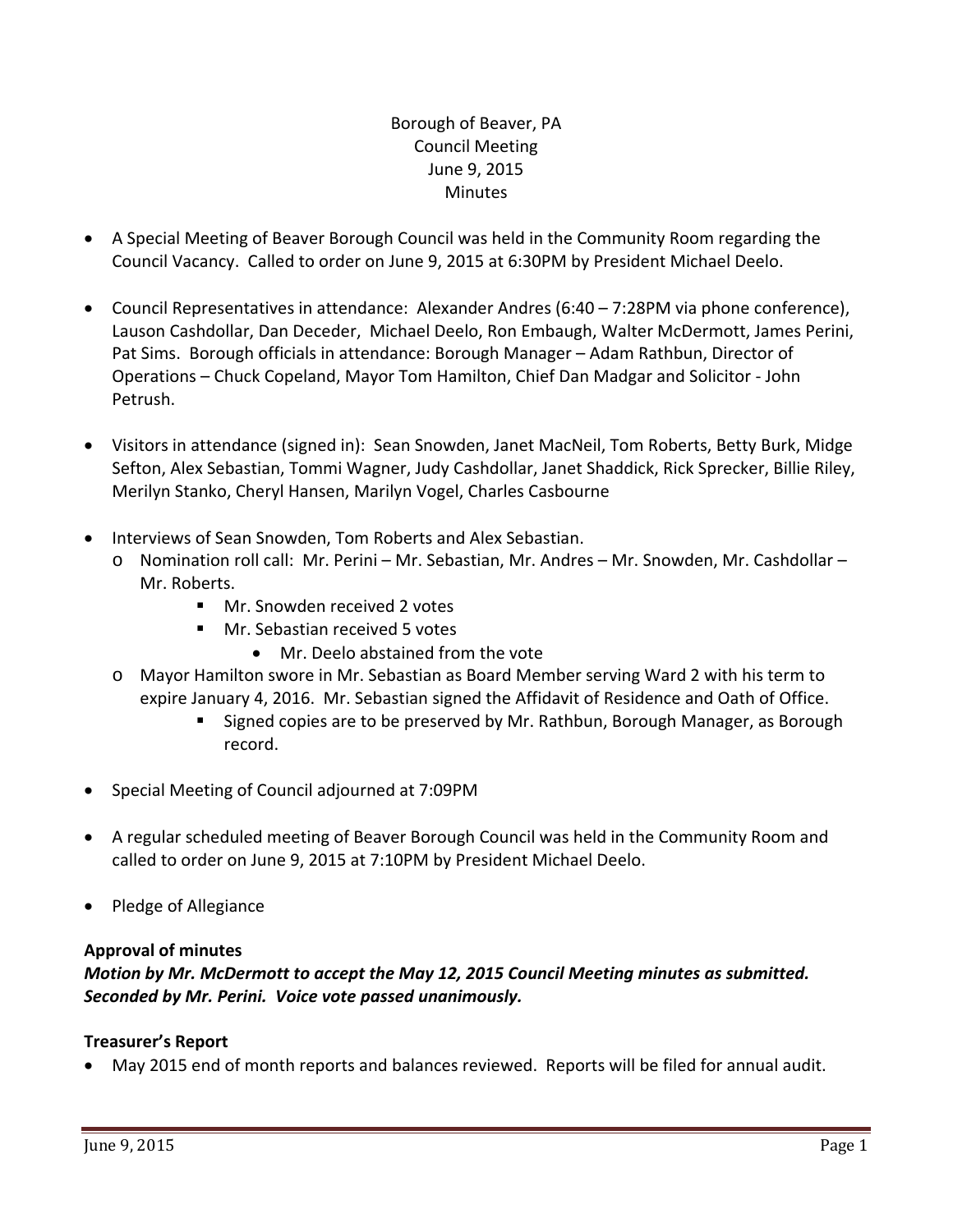Borough of Beaver, PA
Council Meeting
June 9, 2015
Minutes

- A Special Meeting of Beaver Borough Council was held in the Community Room regarding the Council Vacancy. Called to order on June 9, 2015 at 6:30PM by President Michael Deelo.
- Council Representatives in attendance: Alexander Andres (6:40 – 7:28PM via phone conference), Lauson Cashdollar, Dan Deceder, Michael Deelo, Ron Embaugh, Walter McDermott, James Perini, Pat Sims. Borough officials in attendance: Borough Manager – Adam Rathbun, Director of Operations – Chuck Copeland, Mayor Tom Hamilton, Chief Dan Madgar and Solicitor - John Petrush.
- Visitors in attendance (signed in): Sean Snowden, Janet MacNeil, Tom Roberts, Betty Burk, Midge Sefton, Alex Sebastian, Tommi Wagner, Judy Cashdollar, Janet Shaddick, Rick Sprecker, Billie Riley, Merilyn Stanko, Cheryl Hansen, Marilyn Vogel, Charles Casbourne
- Interviews of Sean Snowden, Tom Roberts and Alex Sebastian.
  - Nomination roll call: Mr. Perini – Mr. Sebastian, Mr. Andres – Mr. Snowden, Mr. Cashdollar – Mr. Roberts.
    - Mr. Snowden received 2 votes
    - Mr. Sebastian received 5 votes
      - Mr. Deelo abstained from the vote
  - Mayor Hamilton swore in Mr. Sebastian as Board Member serving Ward 2 with his term to expire January 4, 2016. Mr. Sebastian signed the Affidavit of Residence and Oath of Office.
    - Signed copies are to be preserved by Mr. Rathbun, Borough Manager, as Borough record.
- Special Meeting of Council adjourned at 7:09PM
- A regular scheduled meeting of Beaver Borough Council was held in the Community Room and called to order on June 9, 2015 at 7:10PM by President Michael Deelo.
- Pledge of Allegiance

**Approval of minutes**

***Motion by Mr. McDermott to accept the May 12, 2015 Council Meeting minutes as submitted. Seconded by Mr. Perini. Voice vote passed unanimously.***

**Treasurer's Report**

- May 2015 end of month reports and balances reviewed. Reports will be filed for annual audit.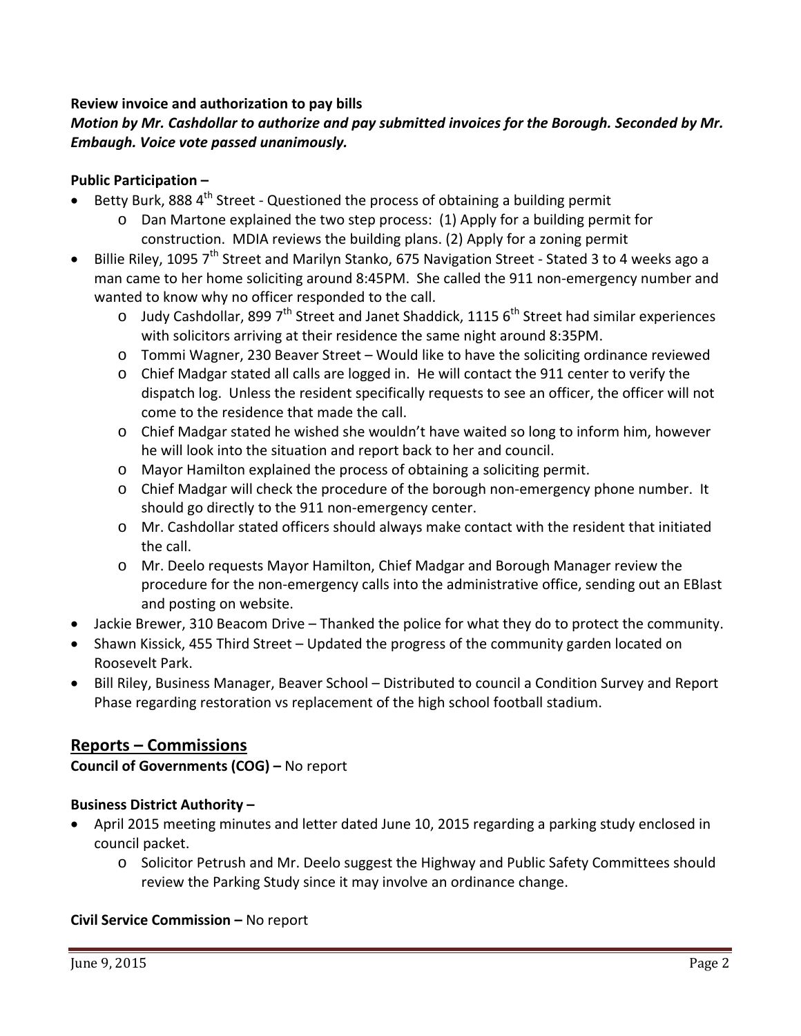**Review invoice and authorization to pay bills**

***Motion by Mr. Cashdollar to authorize and pay submitted invoices for the Borough. Seconded by Mr. Embaugh. Voice vote passed unanimously.***

**Public Participation –**

- Betty Burk, 888 4th Street - Questioned the process of obtaining a building permit
  - Dan Martone explained the two step process: (1) Apply for a building permit for construction. MDIA reviews the building plans. (2) Apply for a zoning permit
- Billie Riley, 1095 7th Street and Marilyn Stanko, 675 Navigation Street - Stated 3 to 4 weeks ago a man came to her home soliciting around 8:45PM. She called the 911 non-emergency number and wanted to know why no officer responded to the call.
  - Judy Cashdollar, 899 7th Street and Janet Shaddick, 1115 6th Street had similar experiences with solicitors arriving at their residence the same night around 8:35PM.
  - Tommi Wagner, 230 Beaver Street – Would like to have the soliciting ordinance reviewed
  - Chief Madgar stated all calls are logged in. He will contact the 911 center to verify the dispatch log. Unless the resident specifically requests to see an officer, the officer will not come to the residence that made the call.
  - Chief Madgar stated he wished she wouldn't have waited so long to inform him, however he will look into the situation and report back to her and council.
  - Mayor Hamilton explained the process of obtaining a soliciting permit.
  - Chief Madgar will check the procedure of the borough non-emergency phone number. It should go directly to the 911 non-emergency center.
  - Mr. Cashdollar stated officers should always make contact with the resident that initiated the call.
  - Mr. Deelo requests Mayor Hamilton, Chief Madgar and Borough Manager review the procedure for the non-emergency calls into the administrative office, sending out an EBlast and posting on website.
- Jackie Brewer, 310 Beacom Drive – Thanked the police for what they do to protect the community.
- Shawn Kissick, 455 Third Street – Updated the progress of the community garden located on Roosevelt Park.
- Bill Riley, Business Manager, Beaver School – Distributed to council a Condition Survey and Report Phase regarding restoration vs replacement of the high school football stadium.

## Reports – Commissions

**Council of Governments (COG) –** No report

**Business District Authority –**

- April 2015 meeting minutes and letter dated June 10, 2015 regarding a parking study enclosed in council packet.
  - Solicitor Petrush and Mr. Deelo suggest the Highway and Public Safety Committees should review the Parking Study since it may involve an ordinance change.

**Civil Service Commission –** No report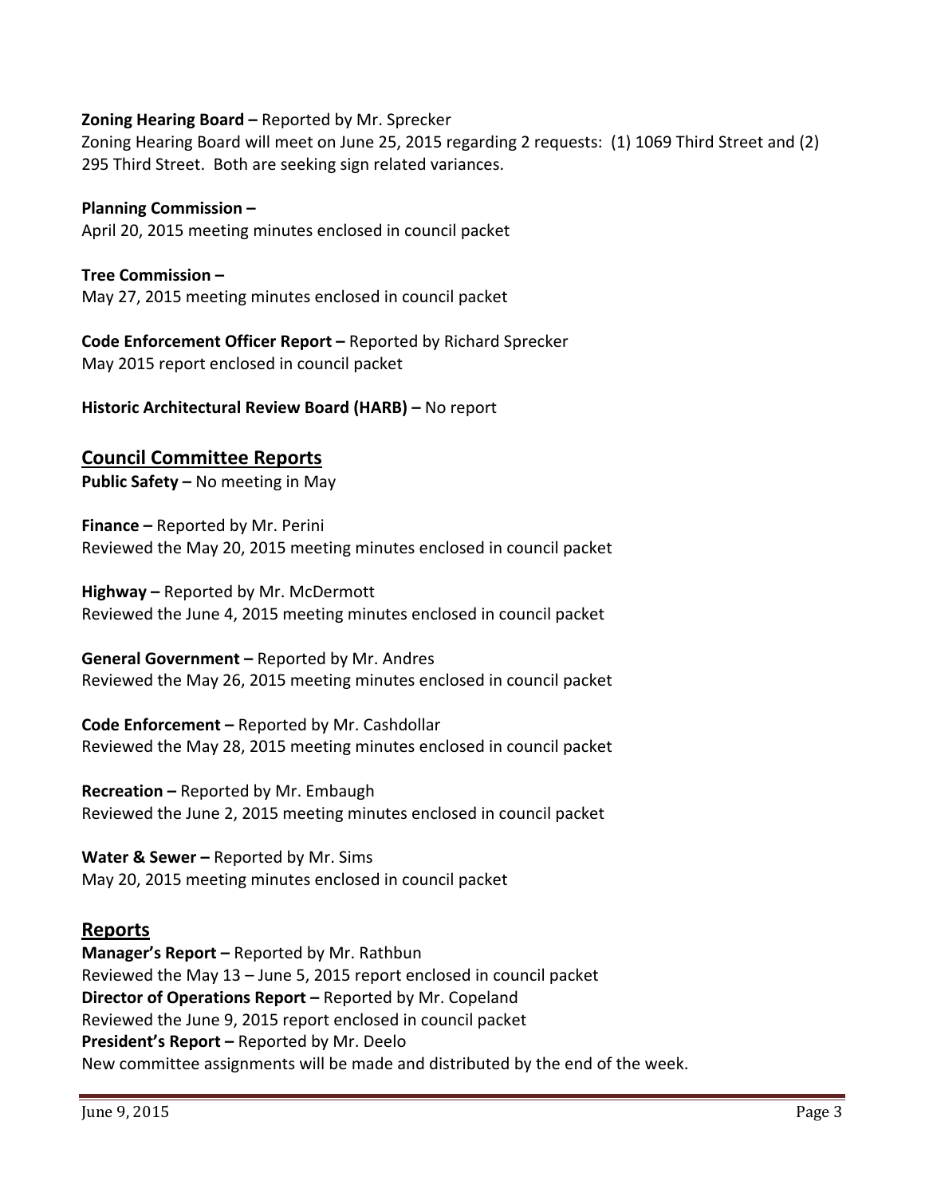**Zoning Hearing Board –** Reported by Mr. Sprecker
Zoning Hearing Board will meet on June 25, 2015 regarding 2 requests: (1) 1069 Third Street and (2) 295 Third Street. Both are seeking sign related variances.

**Planning Commission –**
April 20, 2015 meeting minutes enclosed in council packet

**Tree Commission –**
May 27, 2015 meeting minutes enclosed in council packet

**Code Enforcement Officer Report –** Reported by Richard Sprecker
May 2015 report enclosed in council packet

**Historic Architectural Review Board (HARB) –** No report

## Council Committee Reports

**Public Safety –** No meeting in May

**Finance –** Reported by Mr. Perini
Reviewed the May 20, 2015 meeting minutes enclosed in council packet

**Highway –** Reported by Mr. McDermott
Reviewed the June 4, 2015 meeting minutes enclosed in council packet

**General Government –** Reported by Mr. Andres
Reviewed the May 26, 2015 meeting minutes enclosed in council packet

**Code Enforcement –** Reported by Mr. Cashdollar
Reviewed the May 28, 2015 meeting minutes enclosed in council packet

**Recreation –** Reported by Mr. Embaugh
Reviewed the June 2, 2015 meeting minutes enclosed in council packet

**Water & Sewer –** Reported by Mr. Sims
May 20, 2015 meeting minutes enclosed in council packet

## Reports

**Manager's Report –** Reported by Mr. Rathbun
Reviewed the May 13 – June 5, 2015 report enclosed in council packet
**Director of Operations Report –** Reported by Mr. Copeland
Reviewed the June 9, 2015 report enclosed in council packet
**President's Report –** Reported by Mr. Deelo
New committee assignments will be made and distributed by the end of the week.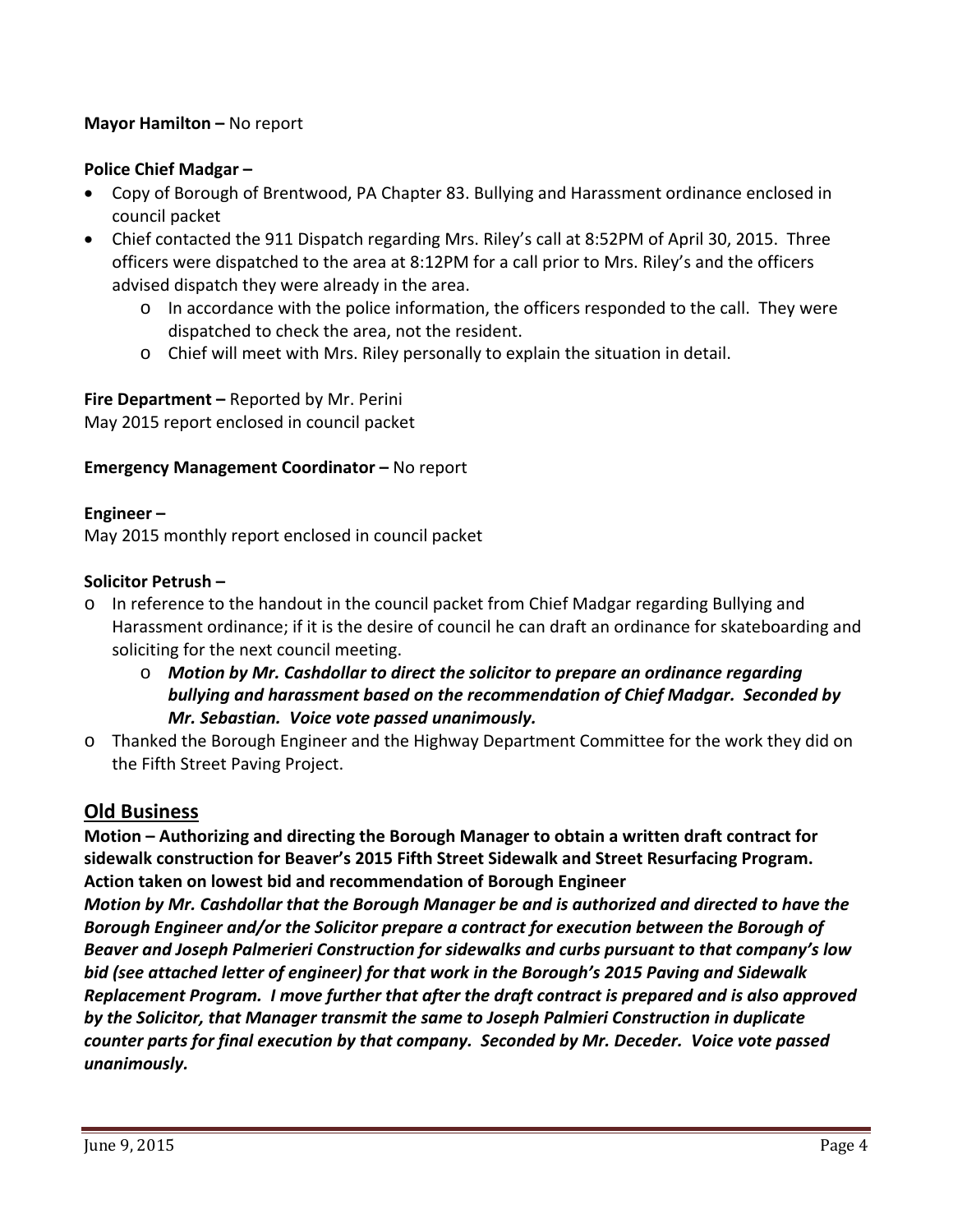**Mayor Hamilton –** No report

**Police Chief Madgar –**

- Copy of Borough of Brentwood, PA Chapter 83. Bullying and Harassment ordinance enclosed in council packet
- Chief contacted the 911 Dispatch regarding Mrs. Riley's call at 8:52PM of April 30, 2015. Three officers were dispatched to the area at 8:12PM for a call prior to Mrs. Riley's and the officers advised dispatch they were already in the area.
    - o In accordance with the police information, the officers responded to the call. They were dispatched to check the area, not the resident.
    - o Chief will meet with Mrs. Riley personally to explain the situation in detail.

**Fire Department –** Reported by Mr. Perini
May 2015 report enclosed in council packet

**Emergency Management Coordinator –** No report

**Engineer –**
May 2015 monthly report enclosed in council packet

**Solicitor Petrush –**

- o In reference to the handout in the council packet from Chief Madgar regarding Bullying and Harassment ordinance; if it is the desire of council he can draft an ordinance for skateboarding and soliciting for the next council meeting.
    - o ***Motion by Mr. Cashdollar to direct the solicitor to prepare an ordinance regarding bullying and harassment based on the recommendation of Chief Madgar. Seconded by Mr. Sebastian. Voice vote passed unanimously.***
- o Thanked the Borough Engineer and the Highway Department Committee for the work they did on the Fifth Street Paving Project.

## Old Business

**Motion – Authorizing and directing the Borough Manager to obtain a written draft contract for sidewalk construction for Beaver's 2015 Fifth Street Sidewalk and Street Resurfacing Program. Action taken on lowest bid and recommendation of Borough Engineer**

***Motion by Mr. Cashdollar that the Borough Manager be and is authorized and directed to have the Borough Engineer and/or the Solicitor prepare a contract for execution between the Borough of Beaver and Joseph Palmerieri Construction for sidewalks and curbs pursuant to that company's low bid (see attached letter of engineer) for that work in the Borough's 2015 Paving and Sidewalk Replacement Program. I move further that after the draft contract is prepared and is also approved by the Solicitor, that Manager transmit the same to Joseph Palmieri Construction in duplicate counter parts for final execution by that company. Seconded by Mr. Deceder. Voice vote passed unanimously.***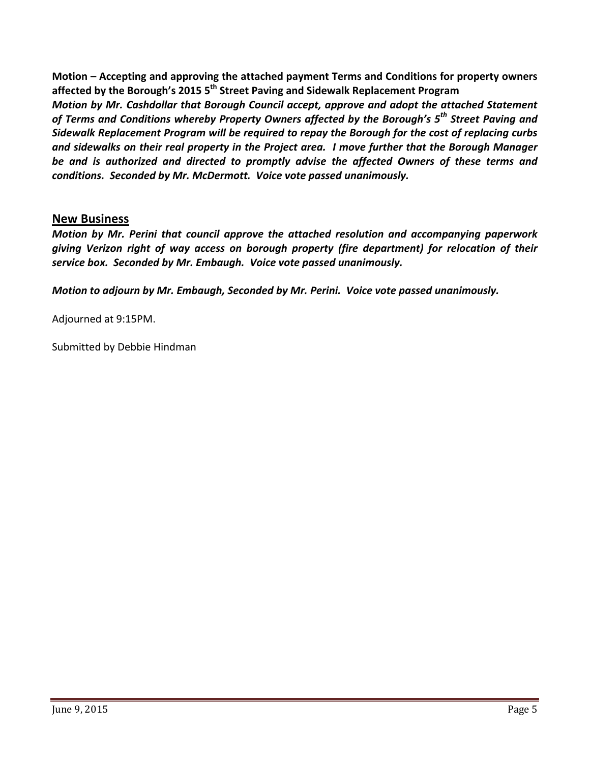**Motion – Accepting and approving the attached payment Terms and Conditions for property owners affected by the Borough's 2015 5th Street Paving and Sidewalk Replacement Program**

***Motion by Mr. Cashdollar that Borough Council accept, approve and adopt the attached Statement of Terms and Conditions whereby Property Owners affected by the Borough's 5th Street Paving and Sidewalk Replacement Program will be required to repay the Borough for the cost of replacing curbs and sidewalks on their real property in the Project area. I move further that the Borough Manager be and is authorized and directed to promptly advise the affected Owners of these terms and conditions. Seconded by Mr. McDermott. Voice vote passed unanimously.***

## New Business

***Motion by Mr. Perini that council approve the attached resolution and accompanying paperwork giving Verizon right of way access on borough property (fire department) for relocation of their service box. Seconded by Mr. Embaugh. Voice vote passed unanimously.***

***Motion to adjourn by Mr. Embaugh, Seconded by Mr. Perini. Voice vote passed unanimously.***

Adjourned at 9:15PM.

Submitted by Debbie Hindman